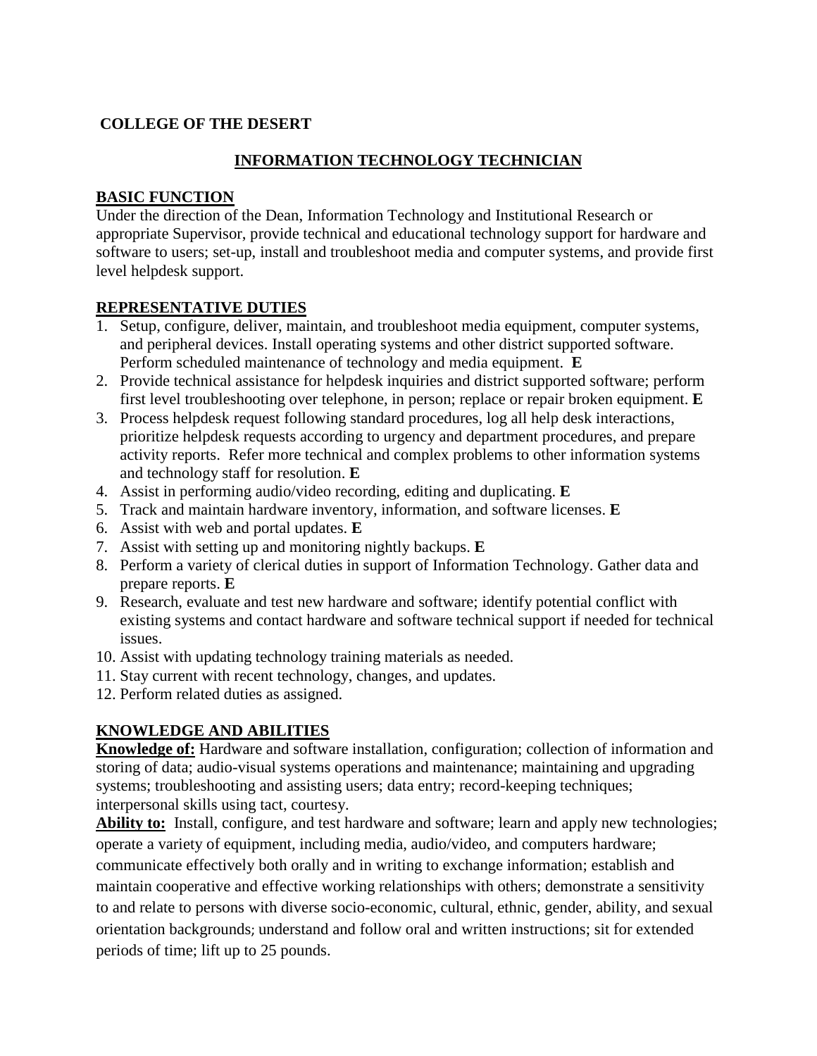**COLLEGE OF THE DESERT**

# INFORMATION TECHNOLOGY TECHNICIAN

## BASIC FUNCTION

Under the direction of the Dean, Information Technology and Institutional Research or appropriate Supervisor, provide technical and educational technology support for hardware and software to users; set-up, install and troubleshoot media and computer systems, and provide first level helpdesk support.

## REPRESENTATIVE DUTIES

1. Setup, configure, deliver, maintain, and troubleshoot media equipment, computer systems, and peripheral devices. Install operating systems and other district supported software. Perform scheduled maintenance of technology and media equipment. **E**
2. Provide technical assistance for helpdesk inquiries and district supported software; perform first level troubleshooting over telephone, in person; replace or repair broken equipment. **E**
3. Process helpdesk request following standard procedures, log all help desk interactions, prioritize helpdesk requests according to urgency and department procedures, and prepare activity reports. Refer more technical and complex problems to other information systems and technology staff for resolution. **E**
4. Assist in performing audio/video recording, editing and duplicating. **E**
5. Track and maintain hardware inventory, information, and software licenses. **E**
6. Assist with web and portal updates. **E**
7. Assist with setting up and monitoring nightly backups. **E**
8. Perform a variety of clerical duties in support of Information Technology. Gather data and prepare reports. **E**
9. Research, evaluate and test new hardware and software; identify potential conflict with existing systems and contact hardware and software technical support if needed for technical issues.
10. Assist with updating technology training materials as needed.
11. Stay current with recent technology, changes, and updates.
12. Perform related duties as assigned.

## KNOWLEDGE AND ABILITIES

**Knowledge of:** Hardware and software installation, configuration; collection of information and storing of data; audio-visual systems operations and maintenance; maintaining and upgrading systems; troubleshooting and assisting users; data entry; record-keeping techniques; interpersonal skills using tact, courtesy.

**Ability to:** Install, configure, and test hardware and software; learn and apply new technologies; operate a variety of equipment, including media, audio/video, and computers hardware; communicate effectively both orally and in writing to exchange information; establish and maintain cooperative and effective working relationships with others; demonstrate a sensitivity to and relate to persons with diverse socio-economic, cultural, ethnic, gender, ability, and sexual orientation backgrounds; understand and follow oral and written instructions; sit for extended periods of time; lift up to 25 pounds.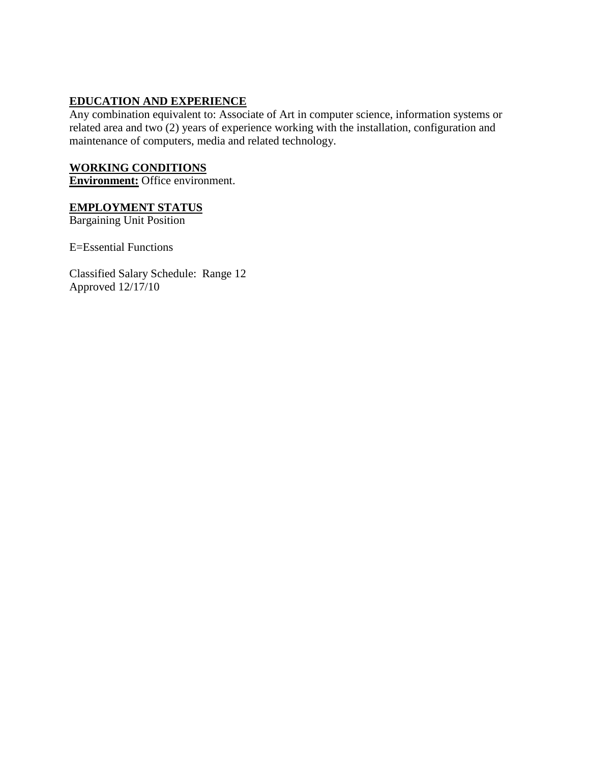**EDUCATION AND EXPERIENCE**

Any combination equivalent to: Associate of Art in computer science, information systems or related area and two (2) years of experience working with the installation, configuration and maintenance of computers, media and related technology.

**WORKING CONDITIONS**

**Environment:** Office environment.

**EMPLOYMENT STATUS**

Bargaining Unit Position

E=Essential Functions

Classified Salary Schedule: Range 12
Approved 12/17/10